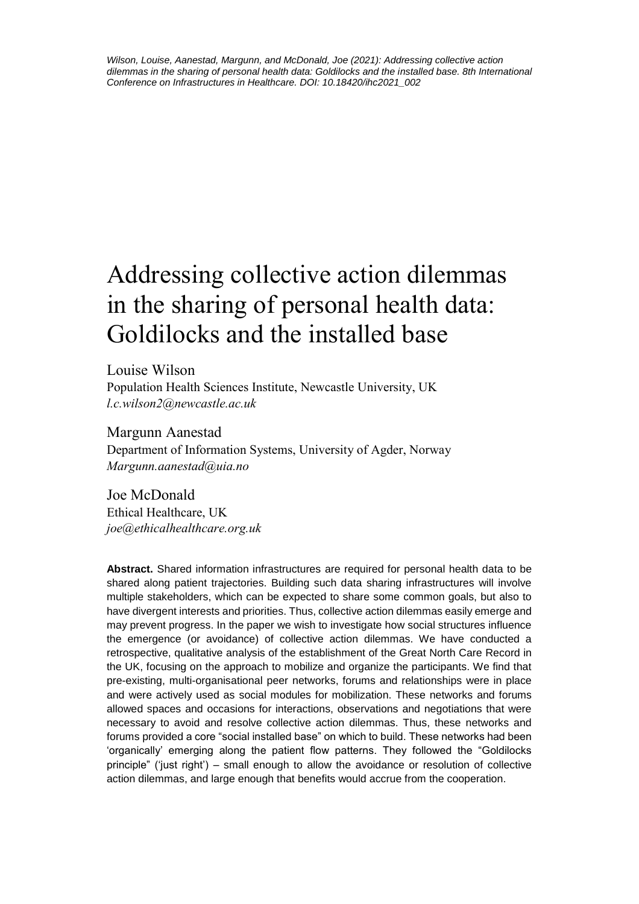*Wilson, Louise, Aanestad, Margunn, and McDonald, Joe (2021): Addressing collective action dilemmas in the sharing of personal health data: Goldilocks and the installed base. 8th International Conference on Infrastructures in Healthcare. DOI: 10.18420/ihc2021_002*

# Addressing collective action dilemmas in the sharing of personal health data: Goldilocks and the installed base

Louise Wilson
Population Health Sciences Institute, Newcastle University, UK
*l.c.wilson2@newcastle.ac.uk*

Margunn Aanestad
Department of Information Systems, University of Agder, Norway
*Margunn.aanestad@uia.no*

Joe McDonald
Ethical Healthcare, UK
*joe@ethicalhealthcare.org.uk*

**Abstract.** Shared information infrastructures are required for personal health data to be shared along patient trajectories. Building such data sharing infrastructures will involve multiple stakeholders, which can be expected to share some common goals, but also to have divergent interests and priorities. Thus, collective action dilemmas easily emerge and may prevent progress. In the paper we wish to investigate how social structures influence the emergence (or avoidance) of collective action dilemmas. We have conducted a retrospective, qualitative analysis of the establishment of the Great North Care Record in the UK, focusing on the approach to mobilize and organize the participants. We find that pre-existing, multi-organisational peer networks, forums and relationships were in place and were actively used as social modules for mobilization. These networks and forums allowed spaces and occasions for interactions, observations and negotiations that were necessary to avoid and resolve collective action dilemmas. Thus, these networks and forums provided a core "social installed base" on which to build. These networks had been 'organically' emerging along the patient flow patterns. They followed the "Goldilocks principle" ('just right') – small enough to allow the avoidance or resolution of collective action dilemmas, and large enough that benefits would accrue from the cooperation.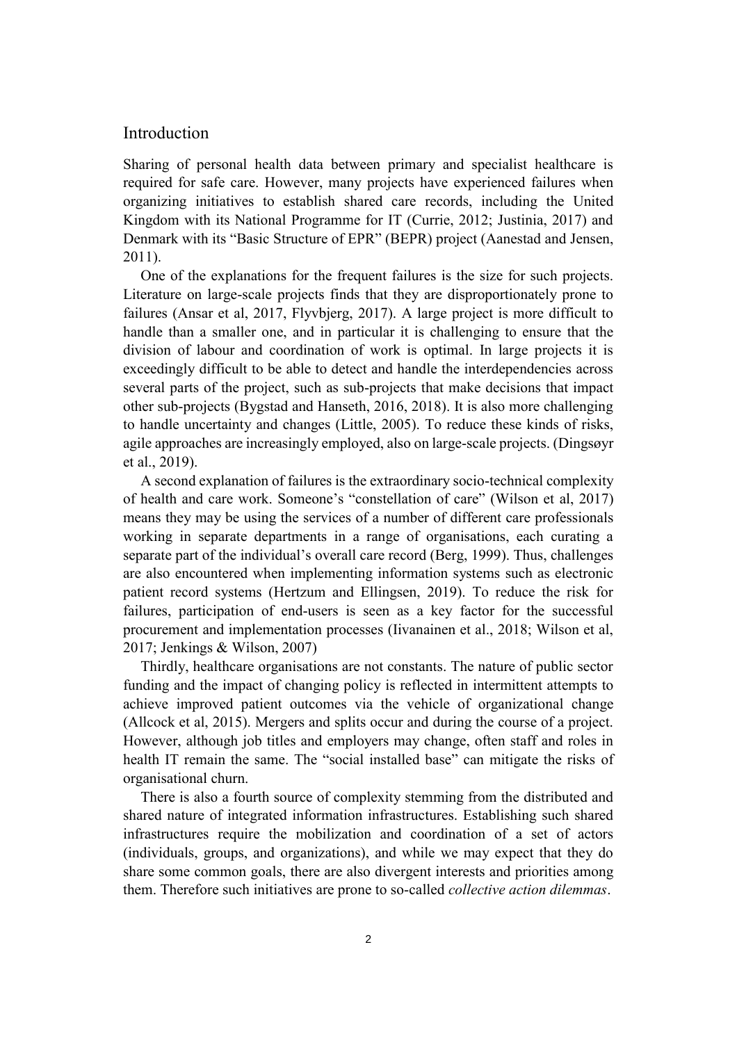## Introduction

Sharing of personal health data between primary and specialist healthcare is required for safe care. However, many projects have experienced failures when organizing initiatives to establish shared care records, including the United Kingdom with its National Programme for IT (Currie, 2012; Justinia, 2017) and Denmark with its "Basic Structure of EPR" (BEPR) project (Aanestad and Jensen, 2011).

One of the explanations for the frequent failures is the size for such projects. Literature on large-scale projects finds that they are disproportionately prone to failures (Ansar et al, 2017, Flyvbjerg, 2017). A large project is more difficult to handle than a smaller one, and in particular it is challenging to ensure that the division of labour and coordination of work is optimal. In large projects it is exceedingly difficult to be able to detect and handle the interdependencies across several parts of the project, such as sub-projects that make decisions that impact other sub-projects (Bygstad and Hanseth, 2016, 2018). It is also more challenging to handle uncertainty and changes (Little, 2005). To reduce these kinds of risks, agile approaches are increasingly employed, also on large-scale projects. (Dingsøyr et al., 2019).

A second explanation of failures is the extraordinary socio-technical complexity of health and care work. Someone's "constellation of care" (Wilson et al, 2017) means they may be using the services of a number of different care professionals working in separate departments in a range of organisations, each curating a separate part of the individual's overall care record (Berg, 1999). Thus, challenges are also encountered when implementing information systems such as electronic patient record systems (Hertzum and Ellingsen, 2019). To reduce the risk for failures, participation of end-users is seen as a key factor for the successful procurement and implementation processes (Iivanainen et al., 2018; Wilson et al, 2017; Jenkings & Wilson, 2007)

Thirdly, healthcare organisations are not constants. The nature of public sector funding and the impact of changing policy is reflected in intermittent attempts to achieve improved patient outcomes via the vehicle of organizational change (Allcock et al, 2015). Mergers and splits occur and during the course of a project. However, although job titles and employers may change, often staff and roles in health IT remain the same. The "social installed base" can mitigate the risks of organisational churn.

There is also a fourth source of complexity stemming from the distributed and shared nature of integrated information infrastructures. Establishing such shared infrastructures require the mobilization and coordination of a set of actors (individuals, groups, and organizations), and while we may expect that they do share some common goals, there are also divergent interests and priorities among them. Therefore such initiatives are prone to so-called *collective action dilemmas*.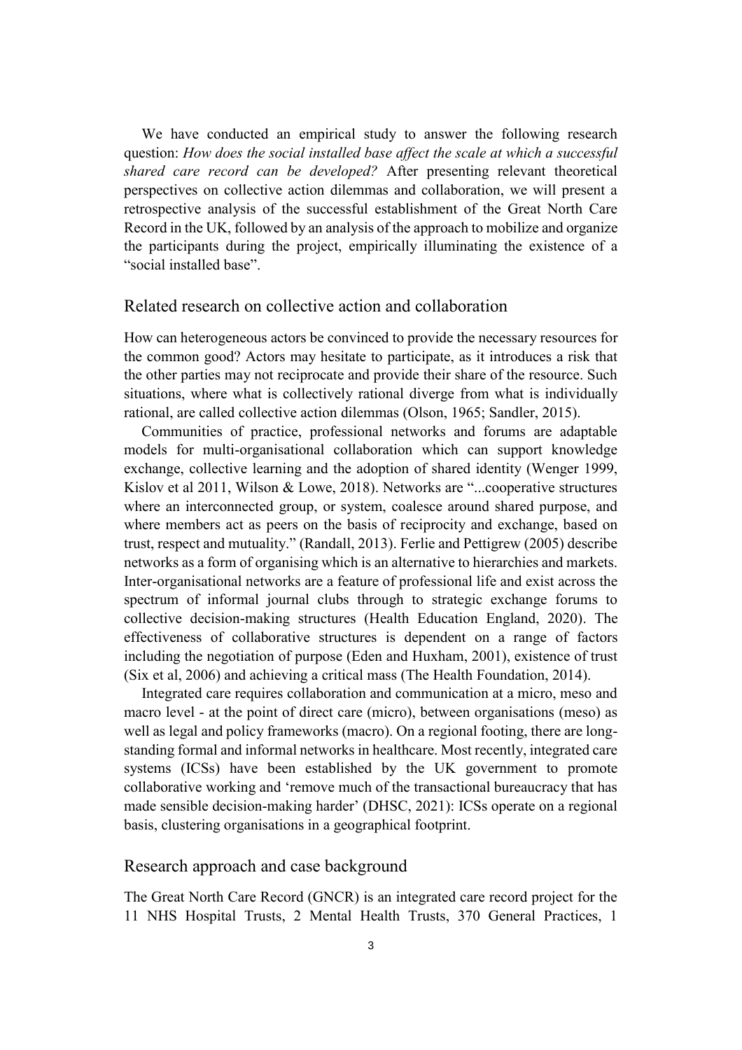We have conducted an empirical study to answer the following research question: *How does the social installed base affect the scale at which a successful shared care record can be developed?* After presenting relevant theoretical perspectives on collective action dilemmas and collaboration, we will present a retrospective analysis of the successful establishment of the Great North Care Record in the UK, followed by an analysis of the approach to mobilize and organize the participants during the project, empirically illuminating the existence of a "social installed base".

## Related research on collective action and collaboration

How can heterogeneous actors be convinced to provide the necessary resources for the common good? Actors may hesitate to participate, as it introduces a risk that the other parties may not reciprocate and provide their share of the resource. Such situations, where what is collectively rational diverge from what is individually rational, are called collective action dilemmas (Olson, 1965; Sandler, 2015).

Communities of practice, professional networks and forums are adaptable models for multi-organisational collaboration which can support knowledge exchange, collective learning and the adoption of shared identity (Wenger 1999, Kislov et al 2011, Wilson & Lowe, 2018). Networks are "...cooperative structures where an interconnected group, or system, coalesce around shared purpose, and where members act as peers on the basis of reciprocity and exchange, based on trust, respect and mutuality." (Randall, 2013). Ferlie and Pettigrew (2005) describe networks as a form of organising which is an alternative to hierarchies and markets. Inter-organisational networks are a feature of professional life and exist across the spectrum of informal journal clubs through to strategic exchange forums to collective decision-making structures (Health Education England, 2020). The effectiveness of collaborative structures is dependent on a range of factors including the negotiation of purpose (Eden and Huxham, 2001), existence of trust (Six et al, 2006) and achieving a critical mass (The Health Foundation, 2014).

Integrated care requires collaboration and communication at a micro, meso and macro level - at the point of direct care (micro), between organisations (meso) as well as legal and policy frameworks (macro). On a regional footing, there are long-standing formal and informal networks in healthcare. Most recently, integrated care systems (ICSs) have been established by the UK government to promote collaborative working and 'remove much of the transactional bureaucracy that has made sensible decision-making harder' (DHSC, 2021): ICSs operate on a regional basis, clustering organisations in a geographical footprint.

## Research approach and case background

The Great North Care Record (GNCR) is an integrated care record project for the 11 NHS Hospital Trusts, 2 Mental Health Trusts, 370 General Practices, 1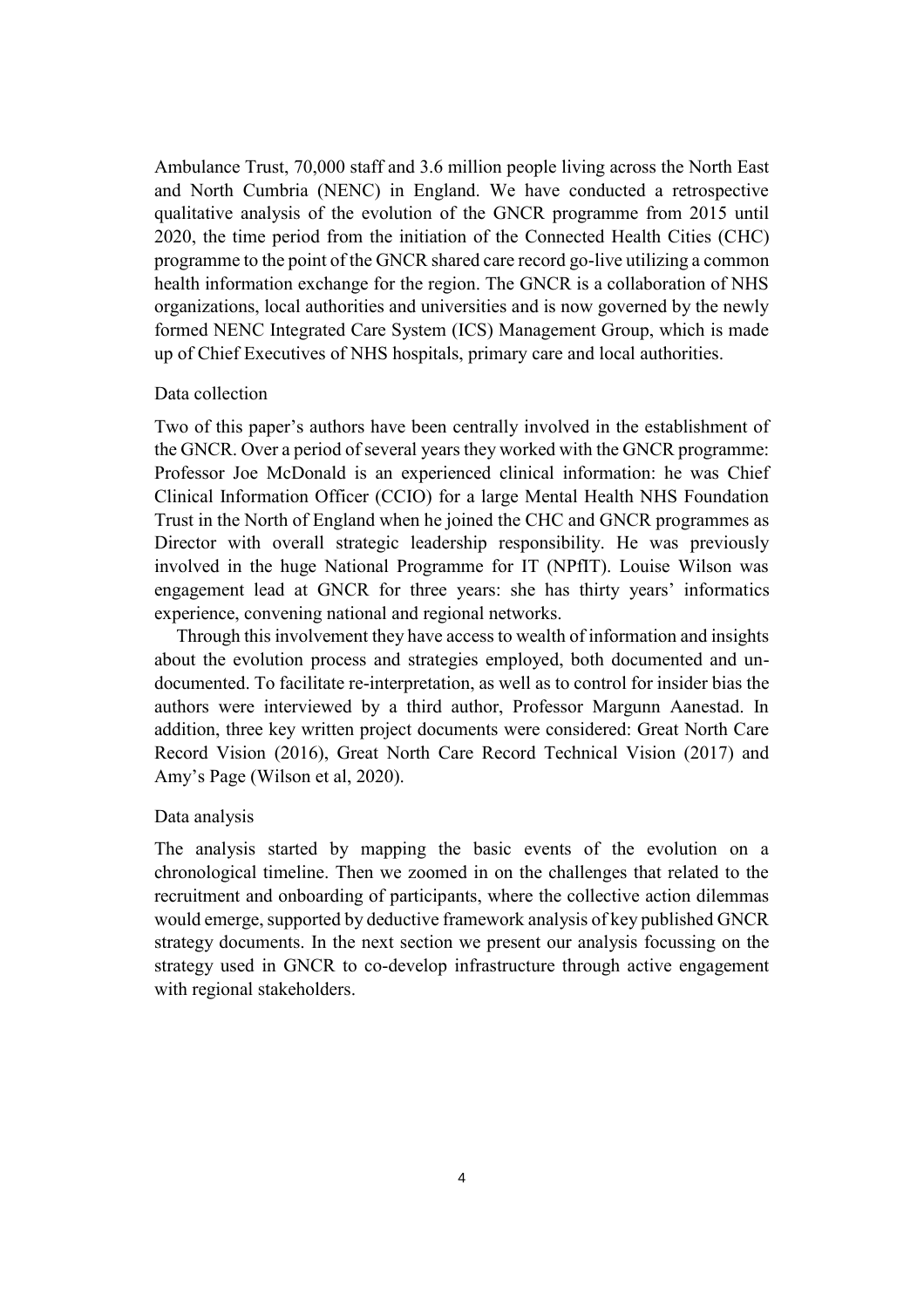Ambulance Trust, 70,000 staff and 3.6 million people living across the North East and North Cumbria (NENC) in England. We have conducted a retrospective qualitative analysis of the evolution of the GNCR programme from 2015 until 2020, the time period from the initiation of the Connected Health Cities (CHC) programme to the point of the GNCR shared care record go-live utilizing a common health information exchange for the region. The GNCR is a collaboration of NHS organizations, local authorities and universities and is now governed by the newly formed NENC Integrated Care System (ICS) Management Group, which is made up of Chief Executives of NHS hospitals, primary care and local authorities.

### Data collection

Two of this paper's authors have been centrally involved in the establishment of the GNCR. Over a period of several years they worked with the GNCR programme: Professor Joe McDonald is an experienced clinical information: he was Chief Clinical Information Officer (CCIO) for a large Mental Health NHS Foundation Trust in the North of England when he joined the CHC and GNCR programmes as Director with overall strategic leadership responsibility. He was previously involved in the huge National Programme for IT (NPfIT). Louise Wilson was engagement lead at GNCR for three years: she has thirty years' informatics experience, convening national and regional networks.

Through this involvement they have access to wealth of information and insights about the evolution process and strategies employed, both documented and un-documented. To facilitate re-interpretation, as well as to control for insider bias the authors were interviewed by a third author, Professor Margunn Aanestad. In addition, three key written project documents were considered: Great North Care Record Vision (2016), Great North Care Record Technical Vision (2017) and Amy's Page (Wilson et al, 2020).

### Data analysis

The analysis started by mapping the basic events of the evolution on a chronological timeline. Then we zoomed in on the challenges that related to the recruitment and onboarding of participants, where the collective action dilemmas would emerge, supported by deductive framework analysis of key published GNCR strategy documents. In the next section we present our analysis focussing on the strategy used in GNCR to co-develop infrastructure through active engagement with regional stakeholders.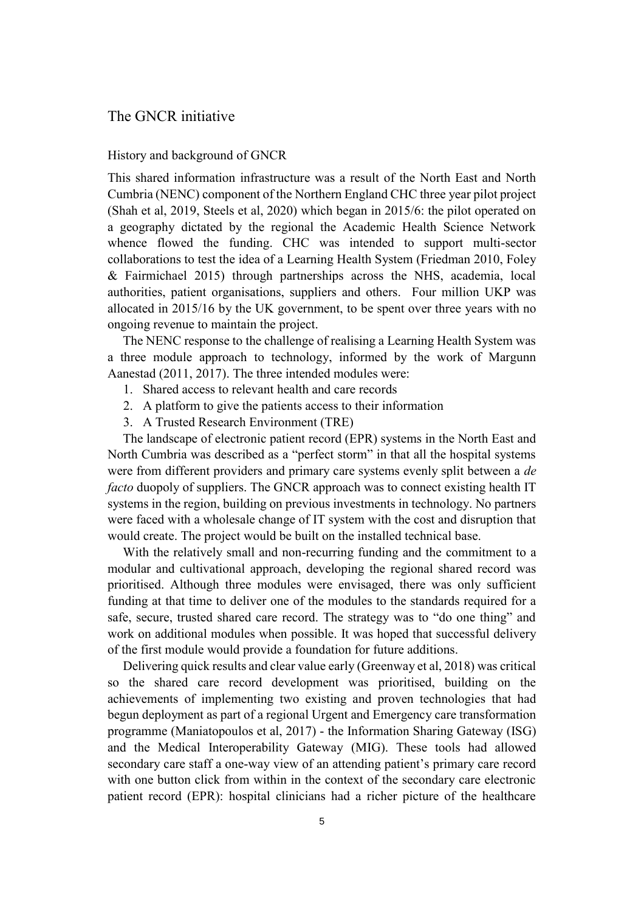## The GNCR initiative

### History and background of GNCR

This shared information infrastructure was a result of the North East and North Cumbria (NENC) component of the Northern England CHC three year pilot project (Shah et al, 2019, Steels et al, 2020) which began in 2015/6: the pilot operated on a geography dictated by the regional the Academic Health Science Network whence flowed the funding. CHC was intended to support multi-sector collaborations to test the idea of a Learning Health System (Friedman 2010, Foley & Fairmichael 2015) through partnerships across the NHS, academia, local authorities, patient organisations, suppliers and others. Four million UKP was allocated in 2015/16 by the UK government, to be spent over three years with no ongoing revenue to maintain the project.

The NENC response to the challenge of realising a Learning Health System was a three module approach to technology, informed by the work of Margunn Aanestad (2011, 2017). The three intended modules were:

1. Shared access to relevant health and care records
2. A platform to give the patients access to their information
3. A Trusted Research Environment (TRE)

The landscape of electronic patient record (EPR) systems in the North East and North Cumbria was described as a "perfect storm" in that all the hospital systems were from different providers and primary care systems evenly split between a *de facto* duopoly of suppliers. The GNCR approach was to connect existing health IT systems in the region, building on previous investments in technology. No partners were faced with a wholesale change of IT system with the cost and disruption that would create. The project would be built on the installed technical base.

With the relatively small and non-recurring funding and the commitment to a modular and cultivational approach, developing the regional shared record was prioritised. Although three modules were envisaged, there was only sufficient funding at that time to deliver one of the modules to the standards required for a safe, secure, trusted shared care record. The strategy was to "do one thing" and work on additional modules when possible. It was hoped that successful delivery of the first module would provide a foundation for future additions.

Delivering quick results and clear value early (Greenway et al, 2018) was critical so the shared care record development was prioritised, building on the achievements of implementing two existing and proven technologies that had begun deployment as part of a regional Urgent and Emergency care transformation programme (Maniatopoulos et al, 2017) - the Information Sharing Gateway (ISG) and the Medical Interoperability Gateway (MIG). These tools had allowed secondary care staff a one-way view of an attending patient's primary care record with one button click from within in the context of the secondary care electronic patient record (EPR): hospital clinicians had a richer picture of the healthcare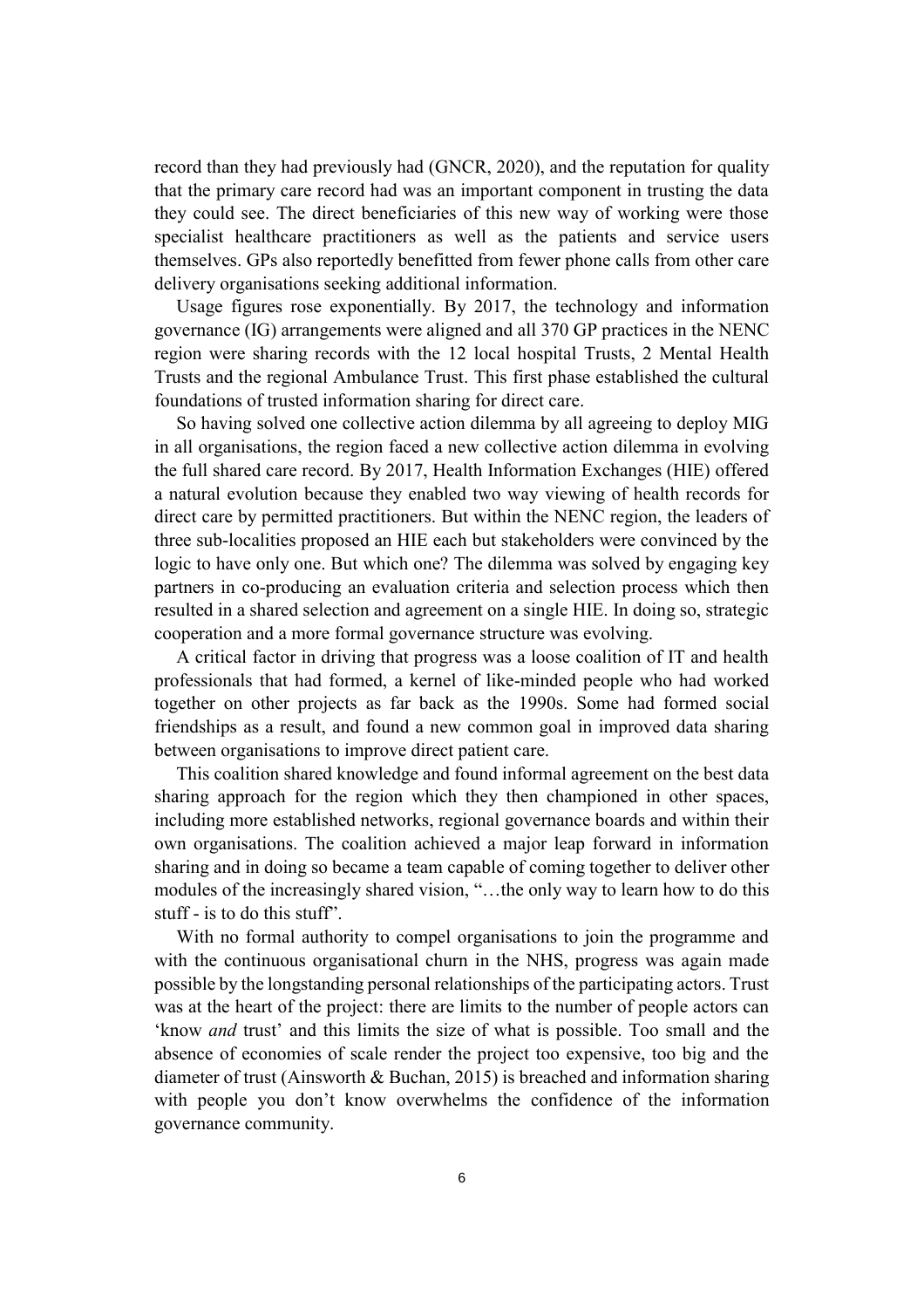record than they had previously had (GNCR, 2020), and the reputation for quality that the primary care record had was an important component in trusting the data they could see. The direct beneficiaries of this new way of working were those specialist healthcare practitioners as well as the patients and service users themselves. GPs also reportedly benefitted from fewer phone calls from other care delivery organisations seeking additional information.

Usage figures rose exponentially. By 2017, the technology and information governance (IG) arrangements were aligned and all 370 GP practices in the NENC region were sharing records with the 12 local hospital Trusts, 2 Mental Health Trusts and the regional Ambulance Trust. This first phase established the cultural foundations of trusted information sharing for direct care.

So having solved one collective action dilemma by all agreeing to deploy MIG in all organisations, the region faced a new collective action dilemma in evolving the full shared care record. By 2017, Health Information Exchanges (HIE) offered a natural evolution because they enabled two way viewing of health records for direct care by permitted practitioners. But within the NENC region, the leaders of three sub-localities proposed an HIE each but stakeholders were convinced by the logic to have only one. But which one? The dilemma was solved by engaging key partners in co-producing an evaluation criteria and selection process which then resulted in a shared selection and agreement on a single HIE. In doing so, strategic cooperation and a more formal governance structure was evolving.

A critical factor in driving that progress was a loose coalition of IT and health professionals that had formed, a kernel of like-minded people who had worked together on other projects as far back as the 1990s. Some had formed social friendships as a result, and found a new common goal in improved data sharing between organisations to improve direct patient care.

This coalition shared knowledge and found informal agreement on the best data sharing approach for the region which they then championed in other spaces, including more established networks, regional governance boards and within their own organisations. The coalition achieved a major leap forward in information sharing and in doing so became a team capable of coming together to deliver other modules of the increasingly shared vision, "…the only way to learn how to do this stuff - is to do this stuff".

With no formal authority to compel organisations to join the programme and with the continuous organisational churn in the NHS, progress was again made possible by the longstanding personal relationships of the participating actors. Trust was at the heart of the project: there are limits to the number of people actors can 'know *and* trust' and this limits the size of what is possible. Too small and the absence of economies of scale render the project too expensive, too big and the diameter of trust (Ainsworth & Buchan, 2015) is breached and information sharing with people you don't know overwhelms the confidence of the information governance community.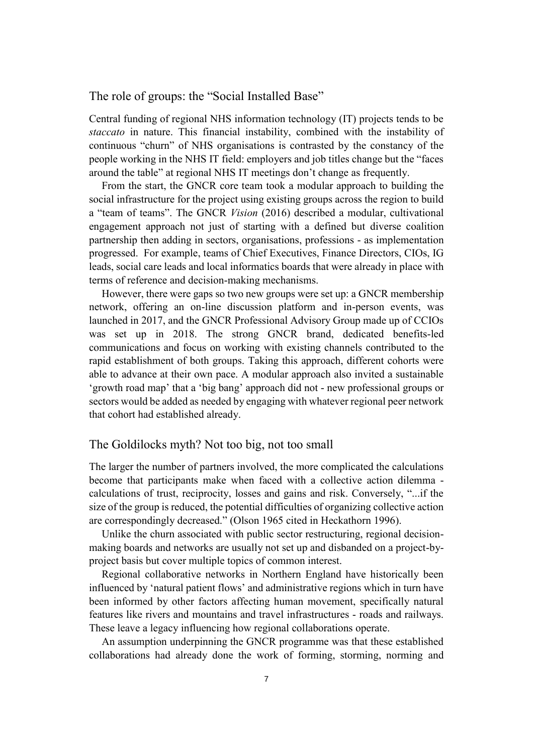## The role of groups: the "Social Installed Base"

Central funding of regional NHS information technology (IT) projects tends to be *staccato* in nature. This financial instability, combined with the instability of continuous "churn" of NHS organisations is contrasted by the constancy of the people working in the NHS IT field: employers and job titles change but the "faces around the table" at regional NHS IT meetings don't change as frequently.

From the start, the GNCR core team took a modular approach to building the social infrastructure for the project using existing groups across the region to build a "team of teams". The GNCR *Vision* (2016) described a modular, cultivational engagement approach not just of starting with a defined but diverse coalition partnership then adding in sectors, organisations, professions - as implementation progressed. For example, teams of Chief Executives, Finance Directors, CIOs, IG leads, social care leads and local informatics boards that were already in place with terms of reference and decision-making mechanisms.

However, there were gaps so two new groups were set up: a GNCR membership network, offering an on-line discussion platform and in-person events, was launched in 2017, and the GNCR Professional Advisory Group made up of CCIOs was set up in 2018. The strong GNCR brand, dedicated benefits-led communications and focus on working with existing channels contributed to the rapid establishment of both groups. Taking this approach, different cohorts were able to advance at their own pace. A modular approach also invited a sustainable 'growth road map' that a 'big bang' approach did not - new professional groups or sectors would be added as needed by engaging with whatever regional peer network that cohort had established already.

## The Goldilocks myth? Not too big, not too small

The larger the number of partners involved, the more complicated the calculations become that participants make when faced with a collective action dilemma - calculations of trust, reciprocity, losses and gains and risk. Conversely, "...if the size of the group is reduced, the potential difficulties of organizing collective action are correspondingly decreased." (Olson 1965 cited in Heckathorn 1996).

Unlike the churn associated with public sector restructuring, regional decision-making boards and networks are usually not set up and disbanded on a project-by-project basis but cover multiple topics of common interest.

Regional collaborative networks in Northern England have historically been influenced by 'natural patient flows' and administrative regions which in turn have been informed by other factors affecting human movement, specifically natural features like rivers and mountains and travel infrastructures - roads and railways. These leave a legacy influencing how regional collaborations operate.

An assumption underpinning the GNCR programme was that these established collaborations had already done the work of forming, storming, norming and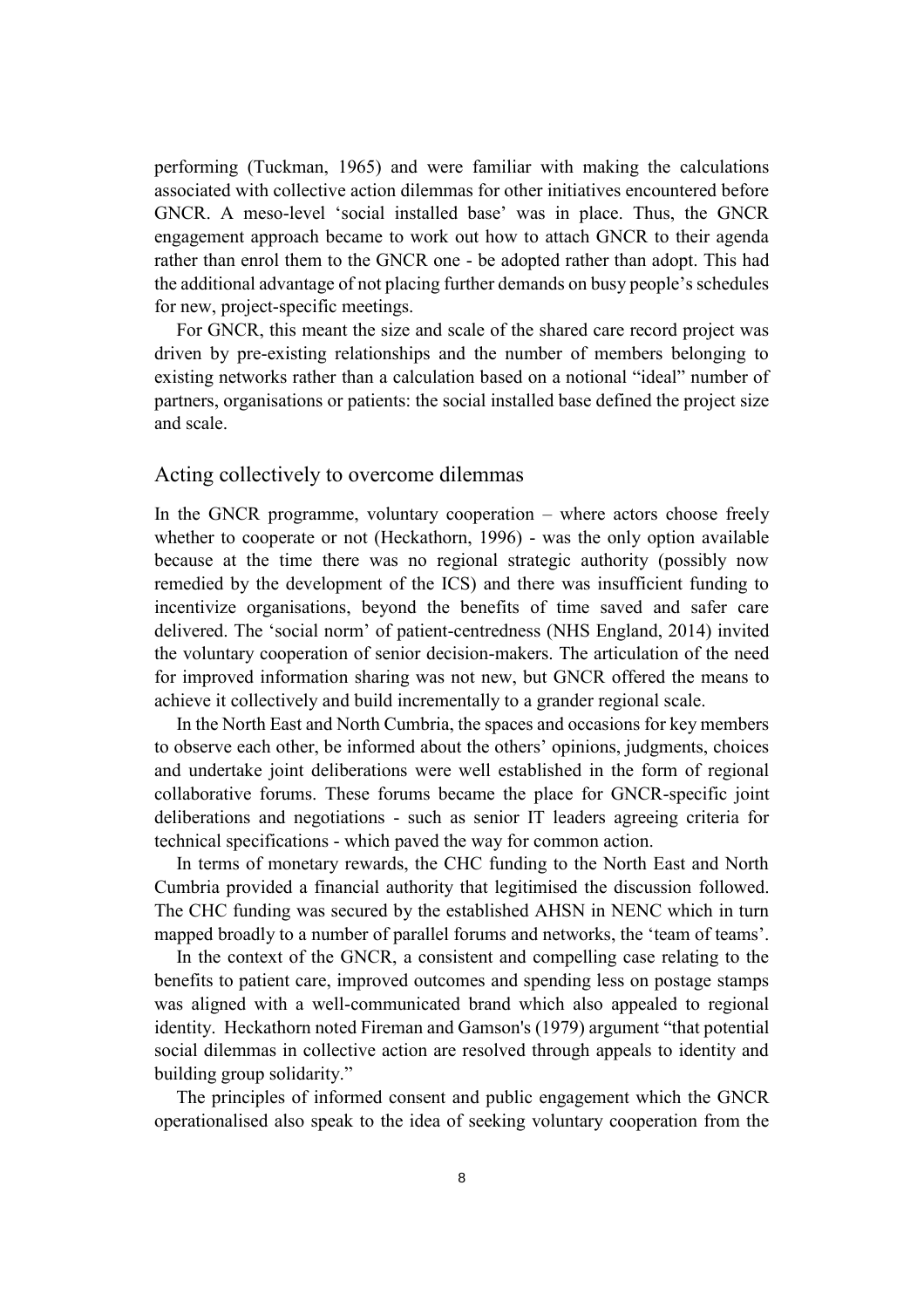performing (Tuckman, 1965) and were familiar with making the calculations associated with collective action dilemmas for other initiatives encountered before GNCR. A meso-level 'social installed base' was in place. Thus, the GNCR engagement approach became to work out how to attach GNCR to their agenda rather than enrol them to the GNCR one - be adopted rather than adopt. This had the additional advantage of not placing further demands on busy people's schedules for new, project-specific meetings.

For GNCR, this meant the size and scale of the shared care record project was driven by pre-existing relationships and the number of members belonging to existing networks rather than a calculation based on a notional "ideal" number of partners, organisations or patients: the social installed base defined the project size and scale.

## Acting collectively to overcome dilemmas

In the GNCR programme, voluntary cooperation – where actors choose freely whether to cooperate or not (Heckathorn, 1996) - was the only option available because at the time there was no regional strategic authority (possibly now remedied by the development of the ICS) and there was insufficient funding to incentivize organisations, beyond the benefits of time saved and safer care delivered. The 'social norm' of patient-centredness (NHS England, 2014) invited the voluntary cooperation of senior decision-makers. The articulation of the need for improved information sharing was not new, but GNCR offered the means to achieve it collectively and build incrementally to a grander regional scale.

In the North East and North Cumbria, the spaces and occasions for key members to observe each other, be informed about the others' opinions, judgments, choices and undertake joint deliberations were well established in the form of regional collaborative forums. These forums became the place for GNCR-specific joint deliberations and negotiations - such as senior IT leaders agreeing criteria for technical specifications - which paved the way for common action.

In terms of monetary rewards, the CHC funding to the North East and North Cumbria provided a financial authority that legitimised the discussion followed. The CHC funding was secured by the established AHSN in NENC which in turn mapped broadly to a number of parallel forums and networks, the 'team of teams'.

In the context of the GNCR, a consistent and compelling case relating to the benefits to patient care, improved outcomes and spending less on postage stamps was aligned with a well-communicated brand which also appealed to regional identity. Heckathorn noted Fireman and Gamson's (1979) argument "that potential social dilemmas in collective action are resolved through appeals to identity and building group solidarity."

The principles of informed consent and public engagement which the GNCR operationalised also speak to the idea of seeking voluntary cooperation from the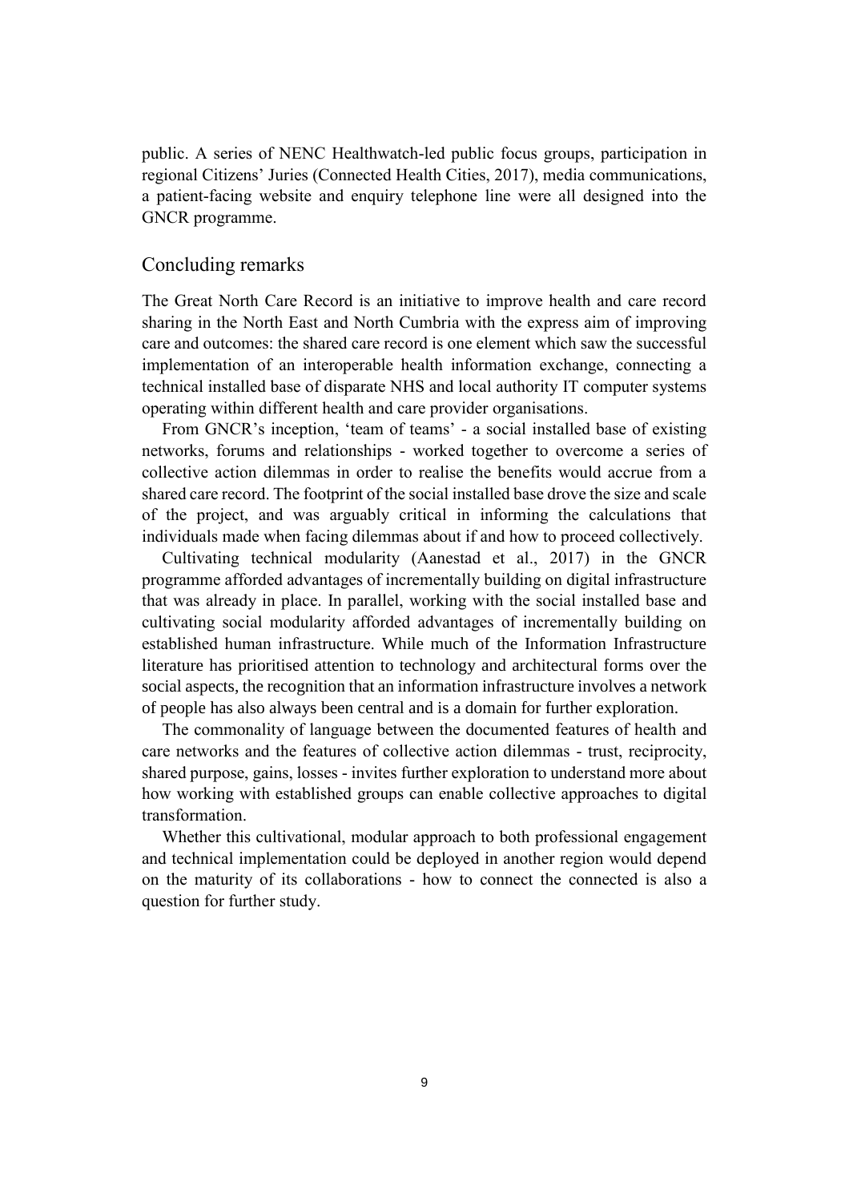public. A series of NENC Healthwatch-led public focus groups, participation in regional Citizens' Juries (Connected Health Cities, 2017), media communications, a patient-facing website and enquiry telephone line were all designed into the GNCR programme.

## Concluding remarks

The Great North Care Record is an initiative to improve health and care record sharing in the North East and North Cumbria with the express aim of improving care and outcomes: the shared care record is one element which saw the successful implementation of an interoperable health information exchange, connecting a technical installed base of disparate NHS and local authority IT computer systems operating within different health and care provider organisations.

From GNCR's inception, 'team of teams' - a social installed base of existing networks, forums and relationships - worked together to overcome a series of collective action dilemmas in order to realise the benefits would accrue from a shared care record. The footprint of the social installed base drove the size and scale of the project, and was arguably critical in informing the calculations that individuals made when facing dilemmas about if and how to proceed collectively.

Cultivating technical modularity (Aanestad et al., 2017) in the GNCR programme afforded advantages of incrementally building on digital infrastructure that was already in place. In parallel, working with the social installed base and cultivating social modularity afforded advantages of incrementally building on established human infrastructure. While much of the Information Infrastructure literature has prioritised attention to technology and architectural forms over the social aspects, the recognition that an information infrastructure involves a network of people has also always been central and is a domain for further exploration.

The commonality of language between the documented features of health and care networks and the features of collective action dilemmas - trust, reciprocity, shared purpose, gains, losses - invites further exploration to understand more about how working with established groups can enable collective approaches to digital transformation.

Whether this cultivational, modular approach to both professional engagement and technical implementation could be deployed in another region would depend on the maturity of its collaborations - how to connect the connected is also a question for further study.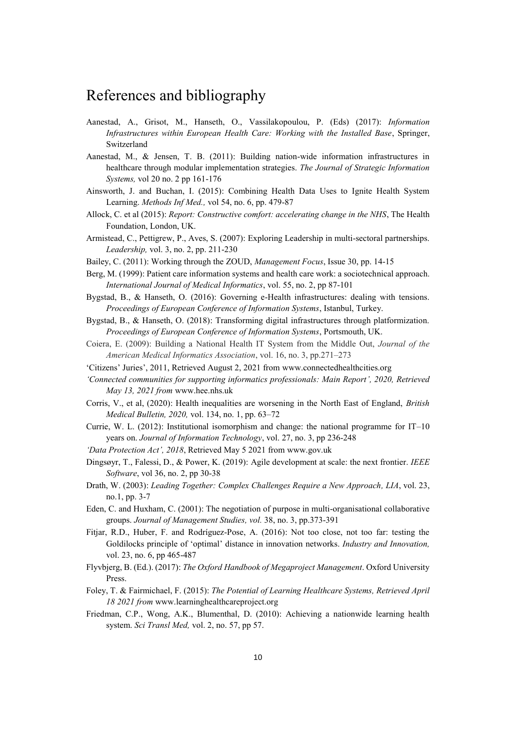# References and bibliography

Aanestad, A., Grisot, M., Hanseth, O., Vassilakopoulou, P. (Eds) (2017): *Information Infrastructures within European Health Care: Working with the Installed Base*, Springer, Switzerland

Aanestad, M., & Jensen, T. B. (2011): Building nation-wide information infrastructures in healthcare through modular implementation strategies. *The Journal of Strategic Information Systems,* vol 20 no. 2 pp 161-176

Ainsworth, J. and Buchan, I. (2015): Combining Health Data Uses to Ignite Health System Learning. *Methods Inf Med.,* vol 54, no. 6, pp. 479-87

Allock, C. et al (2015): *Report: Constructive comfort: accelerating change in the NHS*, The Health Foundation, London, UK.

Armistead, C., Pettigrew, P., Aves, S. (2007): Exploring Leadership in multi-sectoral partnerships. *Leadership,* vol. 3, no. 2, pp. 211-230

Bailey, C. (2011): Working through the ZOUD, *Management Focus*, Issue 30, pp. 14-15

Berg, M. (1999): Patient care information systems and health care work: a sociotechnical approach. *International Journal of Medical Informatics*, vol. 55, no. 2, pp 87-101

Bygstad, B., & Hanseth, O. (2016): Governing e-Health infrastructures: dealing with tensions. *Proceedings of European Conference of Information Systems*, Istanbul, Turkey.

Bygstad, B., & Hanseth, O. (2018): Transforming digital infrastructures through platformization. *Proceedings of European Conference of Information Systems*, Portsmouth, UK.

Coiera, E. (2009): Building a National Health IT System from the Middle Out, *Journal of the American Medical Informatics Association*, vol. 16, no. 3, pp.271–273

'Citizens' Juries', 2011, Retrieved August 2, 2021 from www.connectedhealthcities.org

*'Connected communities for supporting informatics professionals: Main Report', 2020, Retrieved May 13, 2021 from* www.hee.nhs.uk

Corris, V., et al, (2020): Health inequalities are worsening in the North East of England, *British Medical Bulletin, 2020,* vol. 134, no. 1, pp. 63–72

Currie, W. L. (2012): Institutional isomorphism and change: the national programme for IT–10 years on. *Journal of Information Technology*, vol. 27, no. 3, pp 236-248

*'Data Protection Act', 2018*, Retrieved May 5 2021 from www.gov.uk

Dingsøyr, T., Falessi, D., & Power, K. (2019): Agile development at scale: the next frontier. *IEEE Software*, vol 36, no. 2, pp 30-38

Drath, W. (2003): *Leading Together: Complex Challenges Require a New Approach, LIA*, vol. 23, no.1, pp. 3-7

Eden, C. and Huxham, C. (2001): The negotiation of purpose in multi-organisational collaborative groups. *Journal of Management Studies, vol.* 38, no. 3, pp.373-391

Fitjar, R.D., Huber, F. and Rodríguez-Pose, A. (2016): Not too close, not too far: testing the Goldilocks principle of 'optimal' distance in innovation networks. *Industry and Innovation,* vol. 23, no. 6, pp 465-487

Flyvbjerg, B. (Ed.). (2017): *The Oxford Handbook of Megaproject Management*. Oxford University Press.

Foley, T. & Fairmichael, F. (2015): *The Potential of Learning Healthcare Systems, Retrieved April 18 2021 from* www.learninghealthcareproject.org

Friedman, C.P., Wong, A.K., Blumenthal, D. (2010): Achieving a nationwide learning health system. *Sci Transl Med,* vol. 2, no. 57, pp 57.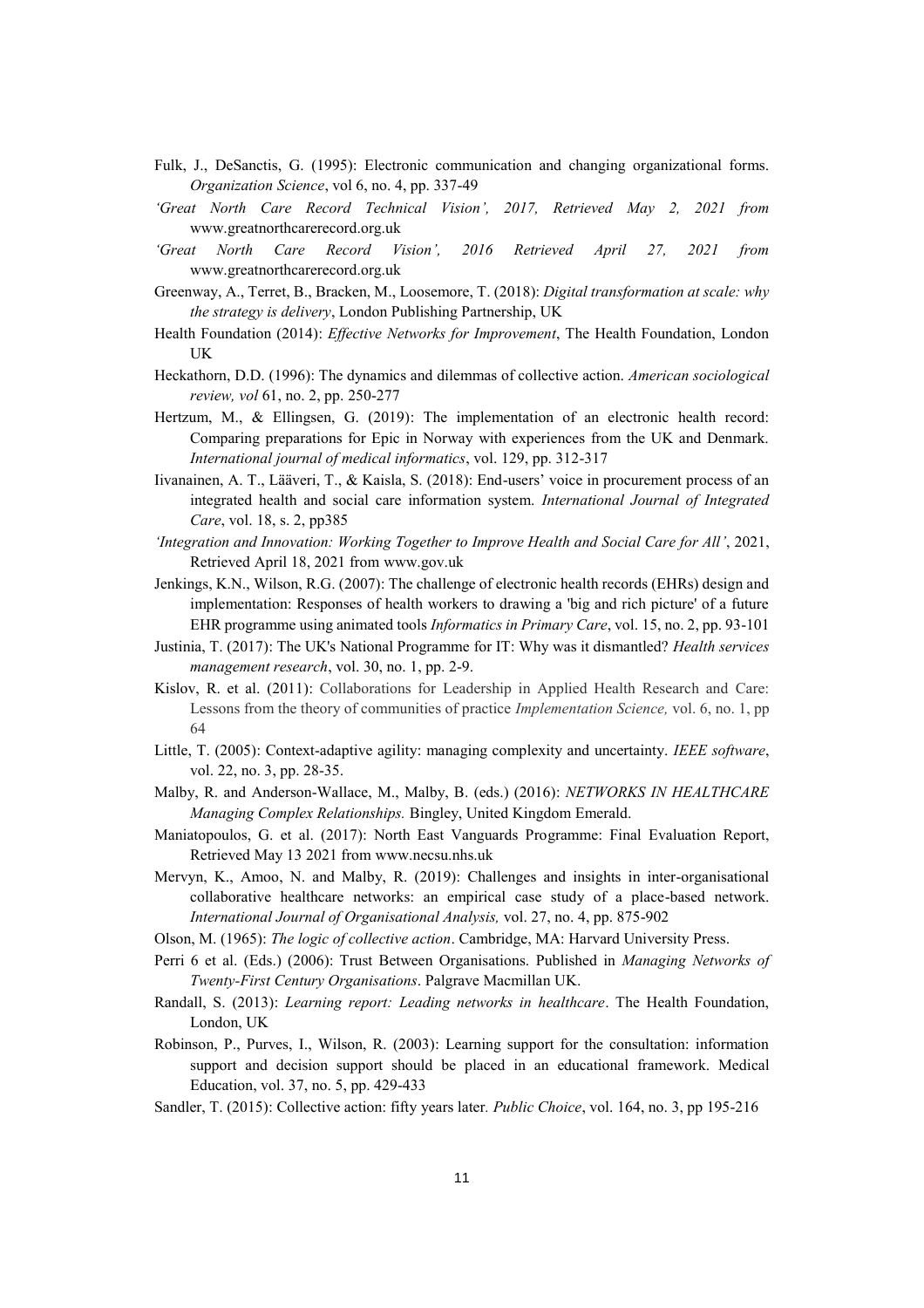Fulk, J., DeSanctis, G. (1995): Electronic communication and changing organizational forms. *Organization Science*, vol 6, no. 4, pp. 337-49

*'Great North Care Record Technical Vision', 2017, Retrieved May 2, 2021 from* www.greatnorthcarerecord.org.uk

*'Great North Care Record Vision', 2016 Retrieved April 27, 2021 from* www.greatnorthcarerecord.org.uk

Greenway, A., Terret, B., Bracken, M., Loosemore, T. (2018): *Digital transformation at scale: why the strategy is delivery*, London Publishing Partnership, UK

Health Foundation (2014): *Effective Networks for Improvement*, The Health Foundation, London UK

Heckathorn, D.D. (1996): The dynamics and dilemmas of collective action. *American sociological review, vol* 61, no. 2, pp. 250-277

Hertzum, M., & Ellingsen, G. (2019): The implementation of an electronic health record: Comparing preparations for Epic in Norway with experiences from the UK and Denmark. *International journal of medical informatics*, vol. 129, pp. 312-317

Iivanainen, A. T., Lääveri, T., & Kaisla, S. (2018): End-users' voice in procurement process of an integrated health and social care information system. *International Journal of Integrated Care*, vol. 18, s. 2, pp385

*'Integration and Innovation: Working Together to Improve Health and Social Care for All'*, 2021, Retrieved April 18, 2021 from www.gov.uk

Jenkings, K.N., Wilson, R.G. (2007): The challenge of electronic health records (EHRs) design and implementation: Responses of health workers to drawing a 'big and rich picture' of a future EHR programme using animated tools *Informatics in Primary Care*, vol. 15, no. 2, pp. 93-101

Justinia, T. (2017): The UK's National Programme for IT: Why was it dismantled? *Health services management research*, vol. 30, no. 1, pp. 2-9.

Kislov, R. et al. (2011): Collaborations for Leadership in Applied Health Research and Care: Lessons from the theory of communities of practice *Implementation Science,* vol. 6, no. 1, pp 64

Little, T. (2005): Context-adaptive agility: managing complexity and uncertainty. *IEEE software*, vol. 22, no. 3, pp. 28-35.

Malby, R. and Anderson-Wallace, M., Malby, B. (eds.) (2016): *NETWORKS IN HEALTHCARE Managing Complex Relationships.* Bingley, United Kingdom Emerald.

Maniatopoulos, G. et al. (2017): North East Vanguards Programme: Final Evaluation Report, Retrieved May 13 2021 from www.necsu.nhs.uk

Mervyn, K., Amoo, N. and Malby, R. (2019): Challenges and insights in inter-organisational collaborative healthcare networks: an empirical case study of a place-based network. *International Journal of Organisational Analysis,* vol. 27, no. 4, pp. 875-902

Olson, M. (1965): *The logic of collective action*. Cambridge, MA: Harvard University Press.

Perri 6 et al. (Eds.) (2006): Trust Between Organisations. Published in *Managing Networks of Twenty-First Century Organisations*. Palgrave Macmillan UK.

Randall, S. (2013): *Learning report: Leading networks in healthcare*. The Health Foundation, London, UK

Robinson, P., Purves, I., Wilson, R. (2003): Learning support for the consultation: information support and decision support should be placed in an educational framework. Medical Education, vol. 37, no. 5, pp. 429-433

Sandler, T. (2015): Collective action: fifty years later*. Public Choice*, vol. 164, no. 3, pp 195-216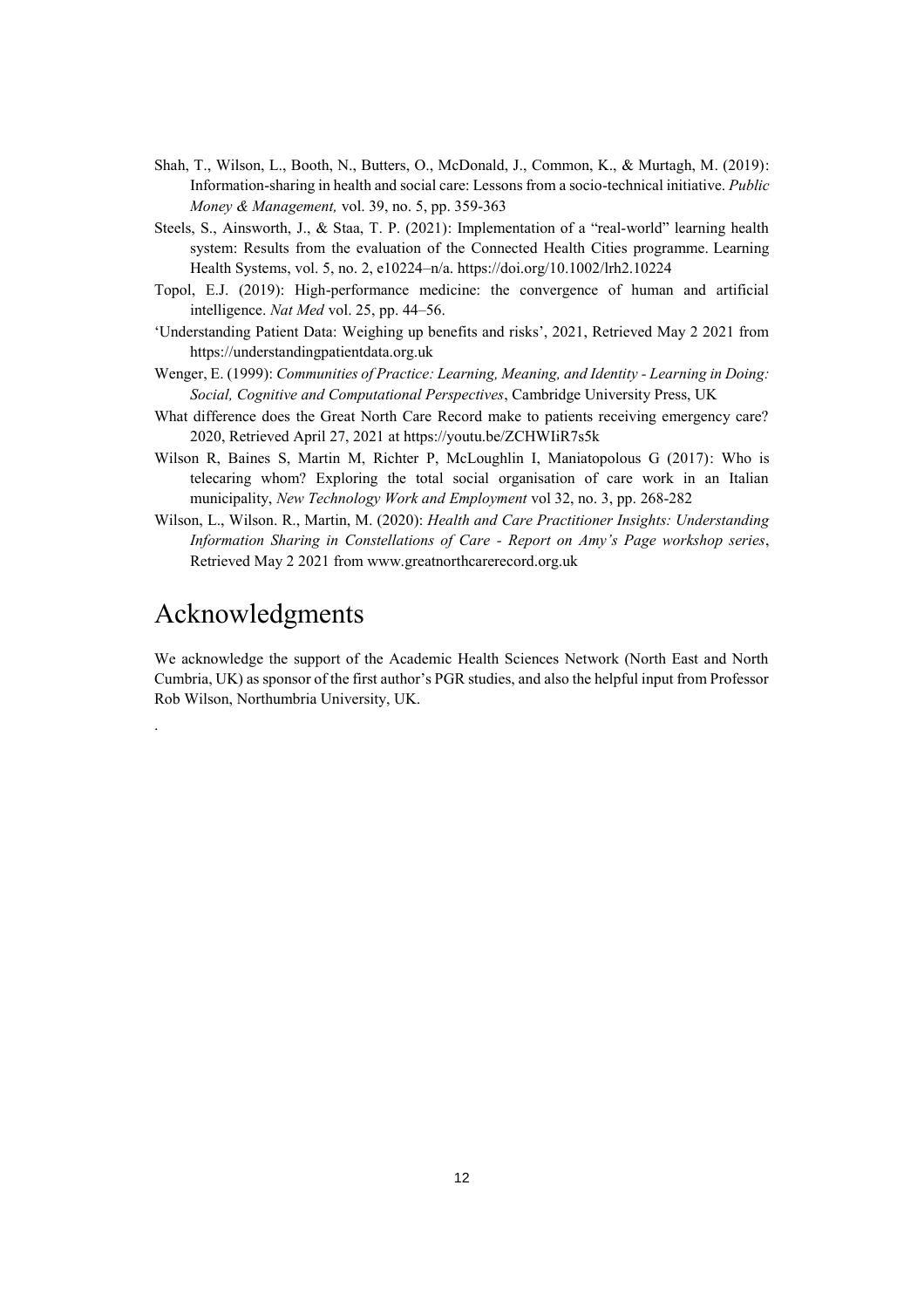Shah, T., Wilson, L., Booth, N., Butters, O., McDonald, J., Common, K., & Murtagh, M. (2019): Information-sharing in health and social care: Lessons from a socio-technical initiative. *Public Money & Management,* vol. 39, no. 5, pp. 359-363

Steels, S., Ainsworth, J., & Staa, T. P. (2021): Implementation of a "real-world" learning health system: Results from the evaluation of the Connected Health Cities programme. Learning Health Systems, vol. 5, no. 2, e10224–n/a. https://doi.org/10.1002/lrh2.10224

Topol, E.J. (2019): High-performance medicine: the convergence of human and artificial intelligence. *Nat Med* vol. 25, pp. 44–56.

'Understanding Patient Data: Weighing up benefits and risks', 2021, Retrieved May 2 2021 from https://understandingpatientdata.org.uk

Wenger, E. (1999): *Communities of Practice: Learning, Meaning, and Identity - Learning in Doing: Social, Cognitive and Computational Perspectives*, Cambridge University Press, UK

What difference does the Great North Care Record make to patients receiving emergency care? 2020, Retrieved April 27, 2021 at https://youtu.be/ZCHWIiR7s5k

Wilson R, Baines S, Martin M, Richter P, McLoughlin I, Maniatopolous G (2017): Who is telecaring whom? Exploring the total social organisation of care work in an Italian municipality, *New Technology Work and Employment* vol 32, no. 3, pp. 268-282

Wilson, L., Wilson. R., Martin, M. (2020): *Health and Care Practitioner Insights: Understanding Information Sharing in Constellations of Care - Report on Amy's Page workshop series*, Retrieved May 2 2021 from www.greatnorthcarerecord.org.uk

# Acknowledgments

We acknowledge the support of the Academic Health Sciences Network (North East and North Cumbria, UK) as sponsor of the first author's PGR studies, and also the helpful input from Professor Rob Wilson, Northumbria University, UK.

.